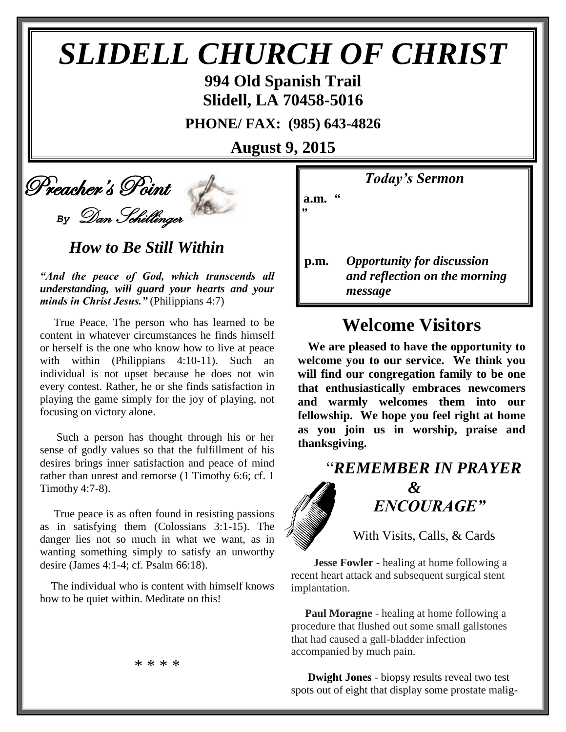# SLIDELL CHURCH OF CHRIST

**994 Old Spanish Trail**
**Slidell, LA 70458-5016**

**PHONE/ FAX: (985) 643-4826**

**August 9, 2015**

## Preacher's Point

*By Dan Schillinger*

### *How to Be Still Within*

***"And the peace of God, which transcends all understanding, will guard your hearts and your minds in Christ Jesus."*** (Philippians 4:7)

True Peace. The person who has learned to be content in whatever circumstances he finds himself or herself is the one who know how to live at peace with within (Philippians 4:10-11). Such an individual is not upset because he does not win every contest. Rather, he or she finds satisfaction in playing the game simply for the joy of playing, not focusing on victory alone.

Such a person has thought through his or her sense of godly values so that the fulfillment of his desires brings inner satisfaction and peace of mind rather than unrest and remorse (1 Timothy 6:6; cf. 1 Timothy 4:7-8).

True peace is as often found in resisting passions as in satisfying them (Colossians 3:1-15). The danger lies not so much in what we want, as in wanting something simply to satisfy an unworthy desire (James 4:1-4; cf. Psalm 66:18).

The individual who is content with himself knows how to be quiet within. Meditate on this!

\* \* \* \*

### *Today's Sermon*

**a.m.** *" "*

**p.m.** *Opportunity for discussion and reflection on the morning message*

## Welcome Visitors

**We are pleased to have the opportunity to welcome you to our service. We think you will find our congregation family to be one that enthusiastically embraces newcomers and warmly welcomes them into our fellowship. We hope you feel right at home as you join us in worship, praise and thanksgiving.**

### "*REMEMBER IN PRAYER & ENCOURAGE"*

With Visits, Calls, & Cards

**Jesse Fowler** - healing at home following a recent heart attack and subsequent surgical stent implantation.

**Paul Moragne** - healing at home following a procedure that flushed out some small gallstones that had caused a gall-bladder infection accompanied by much pain.

**Dwight Jones** - biopsy results reveal two test spots out of eight that display some prostate malig-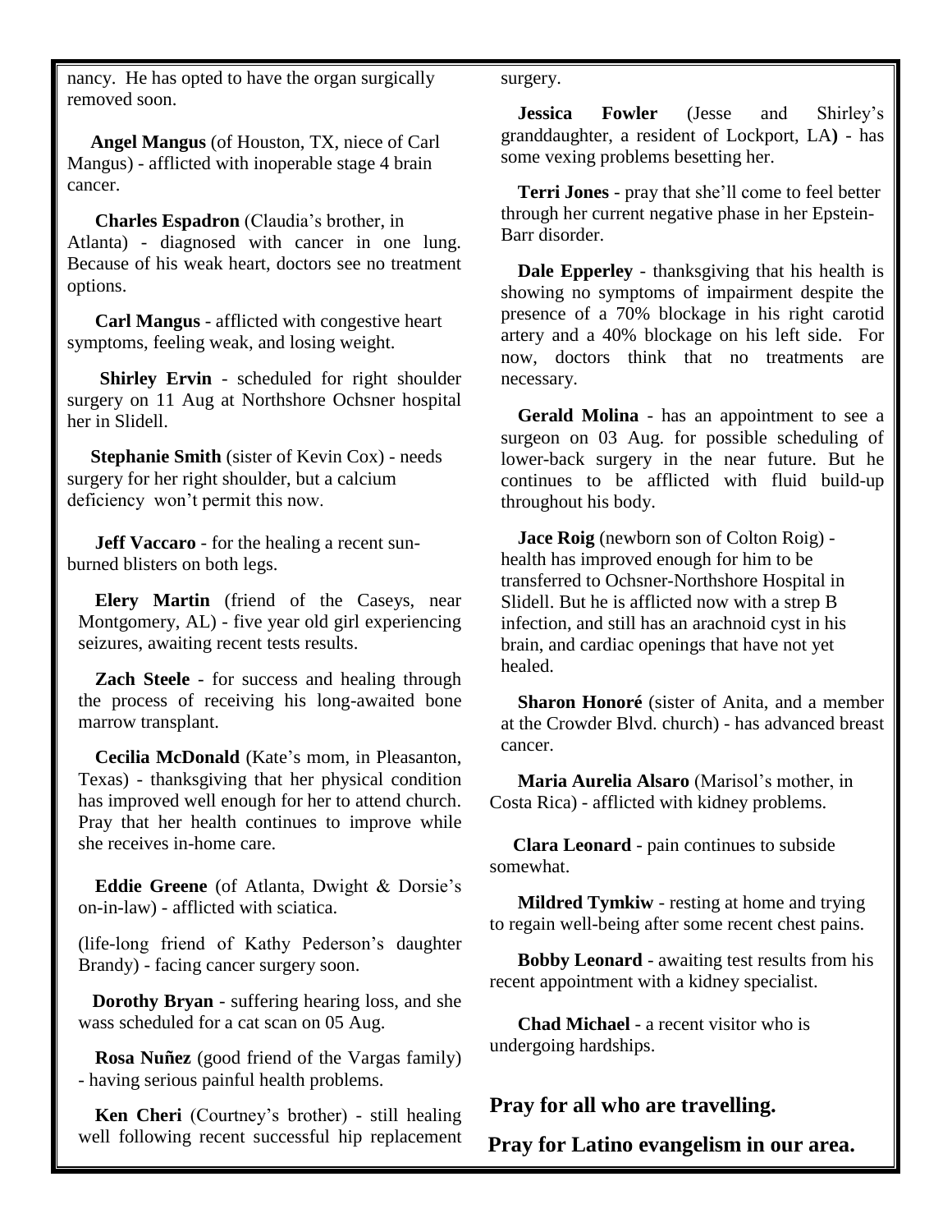nancy. He has opted to have the organ surgically removed soon.

**Angel Mangus** (of Houston, TX, niece of Carl Mangus) - afflicted with inoperable stage 4 brain cancer.

**Charles Espadron** (Claudia's brother, in Atlanta) - diagnosed with cancer in one lung. Because of his weak heart, doctors see no treatment options.

**Carl Mangus** - afflicted with congestive heart symptoms, feeling weak, and losing weight.

**Shirley Ervin** - scheduled for right shoulder surgery on 11 Aug at Northshore Ochsner hospital her in Slidell.

**Stephanie Smith** (sister of Kevin Cox) - needs surgery for her right shoulder, but a calcium deficiency won't permit this now.

**Jeff Vaccaro** - for the healing a recent sun-burned blisters on both legs.

**Elery Martin** (friend of the Caseys, near Montgomery, AL) - five year old girl experiencing seizures, awaiting recent tests results.

**Zach Steele** - for success and healing through the process of receiving his long-awaited bone marrow transplant.

**Cecilia McDonald** (Kate's mom, in Pleasanton, Texas) - thanksgiving that her physical condition has improved well enough for her to attend church. Pray that her health continues to improve while she receives in-home care.

**Eddie Greene** (of Atlanta, Dwight & Dorsie's on-in-law) - afflicted with sciatica.

(life-long friend of Kathy Pederson's daughter Brandy) - facing cancer surgery soon.

**Dorothy Bryan** - suffering hearing loss, and she wass scheduled for a cat scan on 05 Aug.

**Rosa Nuñez** (good friend of the Vargas family) - having serious painful health problems.

**Ken Cheri** (Courtney's brother) - still healing well following recent successful hip replacement surgery.

**Jessica Fowler** (Jesse and Shirley's granddaughter, a resident of Lockport, LA**)** - has some vexing problems besetting her.

**Terri Jones** - pray that she'll come to feel better through her current negative phase in her Epstein-Barr disorder.

**Dale Epperley** - thanksgiving that his health is showing no symptoms of impairment despite the presence of a 70% blockage in his right carotid artery and a 40% blockage on his left side. For now, doctors think that no treatments are necessary.

**Gerald Molina** - has an appointment to see a surgeon on 03 Aug. for possible scheduling of lower-back surgery in the near future. But he continues to be afflicted with fluid build-up throughout his body.

**Jace Roig** (newborn son of Colton Roig) - health has improved enough for him to be transferred to Ochsner-Northshore Hospital in Slidell. But he is afflicted now with a strep B infection, and still has an arachnoid cyst in his brain, and cardiac openings that have not yet healed.

**Sharon Honoré** (sister of Anita, and a member at the Crowder Blvd. church) - has advanced breast cancer.

**Maria Aurelia Alsaro** (Marisol's mother, in Costa Rica) **-** afflicted with kidney problems.

**Clara Leonard** - pain continues to subside somewhat.

**Mildred Tymkiw** - resting at home and trying to regain well-being after some recent chest pains.

**Bobby Leonard** - awaiting test results from his recent appointment with a kidney specialist.

**Chad Michael** - a recent visitor who is undergoing hardships.

**Pray for all who are travelling.**

**Pray for Latino evangelism in our area.**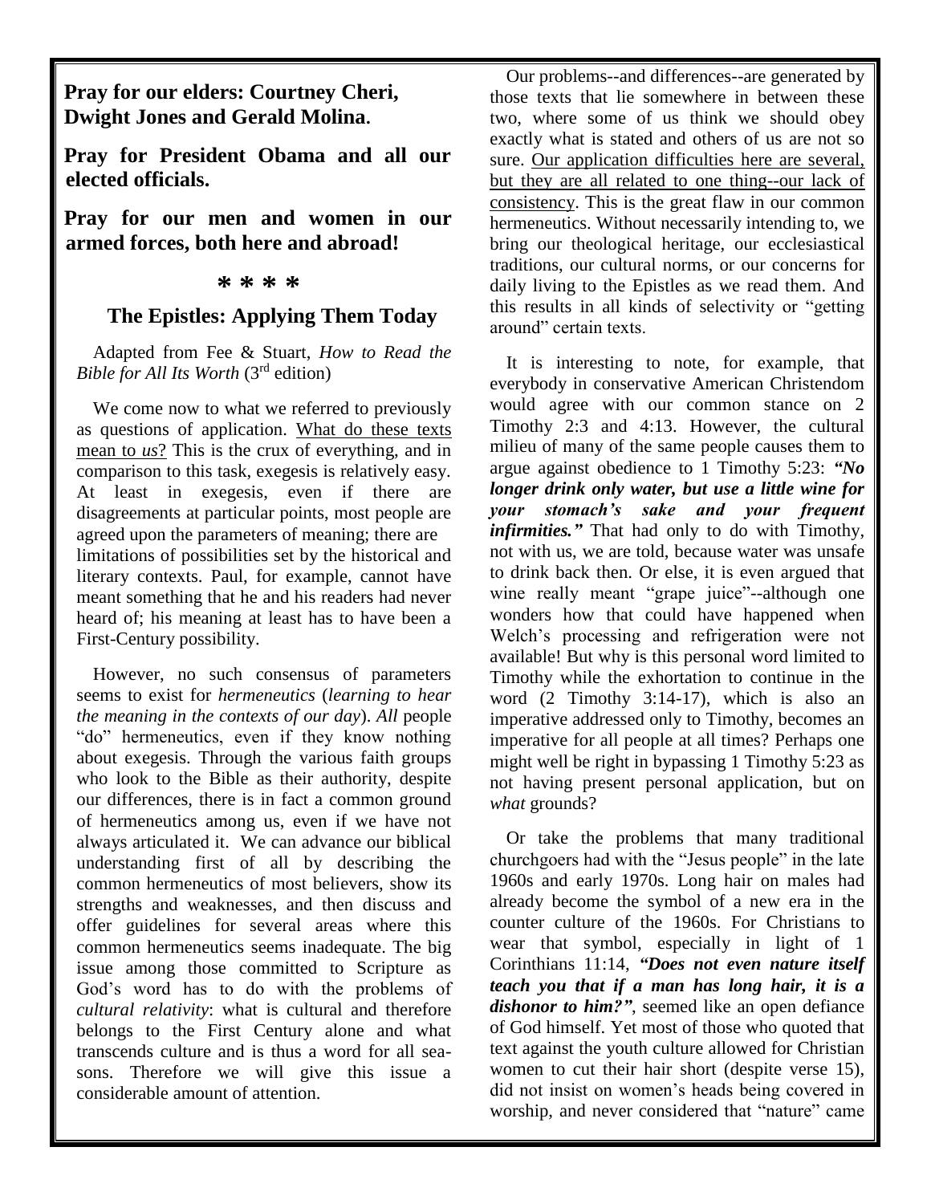**Pray for our elders: Courtney Cheri, Dwight Jones and Gerald Molina.**

**Pray for President Obama and all our elected officials.**

**Pray for our men and women in our armed forces, both here and abroad!**

**\* \* \* \***

## The Epistles: Applying Them Today

Adapted from Fee & Stuart, *How to Read the Bible for All Its Worth* (3rd edition)

We come now to what we referred to previously as questions of application. What do these texts mean to *us*? This is the crux of everything, and in comparison to this task, exegesis is relatively easy. At least in exegesis, even if there are disagreements at particular points, most people are agreed upon the parameters of meaning; there are limitations of possibilities set by the historical and literary contexts. Paul, for example, cannot have meant something that he and his readers had never heard of; his meaning at least has to have been a First-Century possibility.

However, no such consensus of parameters seems to exist for *hermeneutics* (*learning to hear the meaning in the contexts of our day*). *All* people "do" hermeneutics, even if they know nothing about exegesis. Through the various faith groups who look to the Bible as their authority, despite our differences, there is in fact a common ground of hermeneutics among us, even if we have not always articulated it. We can advance our biblical understanding first of all by describing the common hermeneutics of most believers, show its strengths and weaknesses, and then discuss and offer guidelines for several areas where this common hermeneutics seems inadequate. The big issue among those committed to Scripture as God's word has to do with the problems of *cultural relativity*: what is cultural and therefore belongs to the First Century alone and what transcends culture and is thus a word for all seasons. Therefore we will give this issue a considerable amount of attention.

Our problems--and differences--are generated by those texts that lie somewhere in between these two, where some of us think we should obey exactly what is stated and others of us are not so sure. Our application difficulties here are several, but they are all related to one thing--our lack of consistency. This is the great flaw in our common hermeneutics. Without necessarily intending to, we bring our theological heritage, our ecclesiastical traditions, our cultural norms, or our concerns for daily living to the Epistles as we read them. And this results in all kinds of selectivity or "getting around" certain texts.

It is interesting to note, for example, that everybody in conservative American Christendom would agree with our common stance on 2 Timothy 2:3 and 4:13. However, the cultural milieu of many of the same people causes them to argue against obedience to 1 Timothy 5:23: ***"No longer drink only water, but use a little wine for your stomach's sake and your frequent infirmities."*** That had only to do with Timothy, not with us, we are told, because water was unsafe to drink back then. Or else, it is even argued that wine really meant "grape juice"--although one wonders how that could have happened when Welch's processing and refrigeration were not available! But why is this personal word limited to Timothy while the exhortation to continue in the word (2 Timothy 3:14-17), which is also an imperative addressed only to Timothy, becomes an imperative for all people at all times? Perhaps one might well be right in bypassing 1 Timothy 5:23 as not having present personal application, but on *what* grounds?

Or take the problems that many traditional churchgoers had with the "Jesus people" in the late 1960s and early 1970s. Long hair on males had already become the symbol of a new era in the counter culture of the 1960s. For Christians to wear that symbol, especially in light of 1 Corinthians 11:14, ***"Does not even nature itself teach you that if a man has long hair, it is a dishonor to him?"***, seemed like an open defiance of God himself. Yet most of those who quoted that text against the youth culture allowed for Christian women to cut their hair short (despite verse 15), did not insist on women's heads being covered in worship, and never considered that "nature" came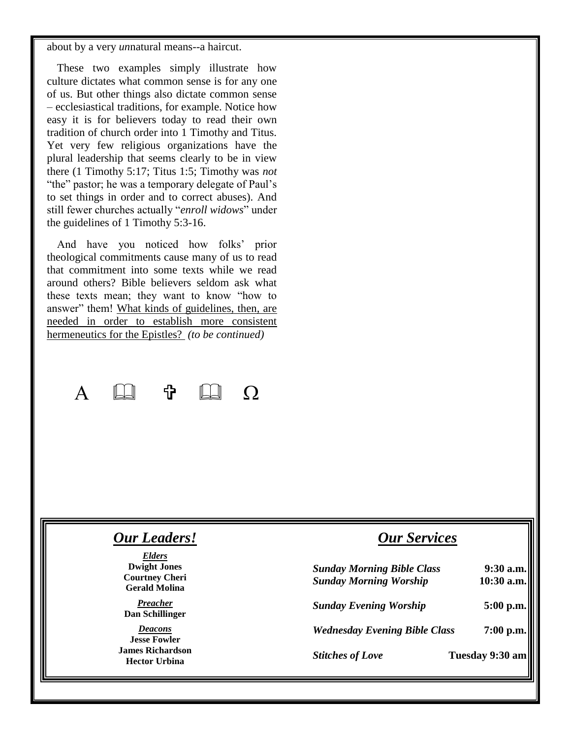about by a very *un*natural means--a haircut.

These two examples simply illustrate how culture dictates what common sense is for any one of us. But other things also dictate common sense – ecclesiastical traditions, for example. Notice how easy it is for believers today to read their own tradition of church order into 1 Timothy and Titus. Yet very few religious organizations have the plural leadership that seems clearly to be in view there (1 Timothy 5:17; Titus 1:5; Timothy was *not* "the" pastor; he was a temporary delegate of Paul's to set things in order and to correct abuses). And still fewer churches actually "*enroll widows*" under the guidelines of 1 Timothy 5:3-16.

And have you noticed how folks' prior theological commitments cause many of us to read that commitment into some texts while we read around others? Bible believers seldom ask what these texts mean; they want to know "how to answer" them! What kinds of guidelines, then, are needed in order to establish more consistent hermeneutics for the Epistles? *(to be continued)*

A 📖 ✞ 📖 Ω

## *Our Leaders!*

***Elders***
**Dwight Jones**
**Courtney Cheri**
**Gerald Molina**

***Preacher***
**Dan Schillinger**

***Deacons***
**Jesse Fowler**
**James Richardson**
**Hector Urbina**

## *Our Services*

| | |
|---|---|
| ***Sunday Morning Bible Class*** | **9:30 a.m.** |
| ***Sunday Morning Worship*** | **10:30 a.m.** |
| ***Sunday Evening Worship*** | **5:00 p.m.** |
| ***Wednesday Evening Bible Class*** | **7:00 p.m.** |
| ***Stitches of Love*** | **Tuesday 9:30 am** |